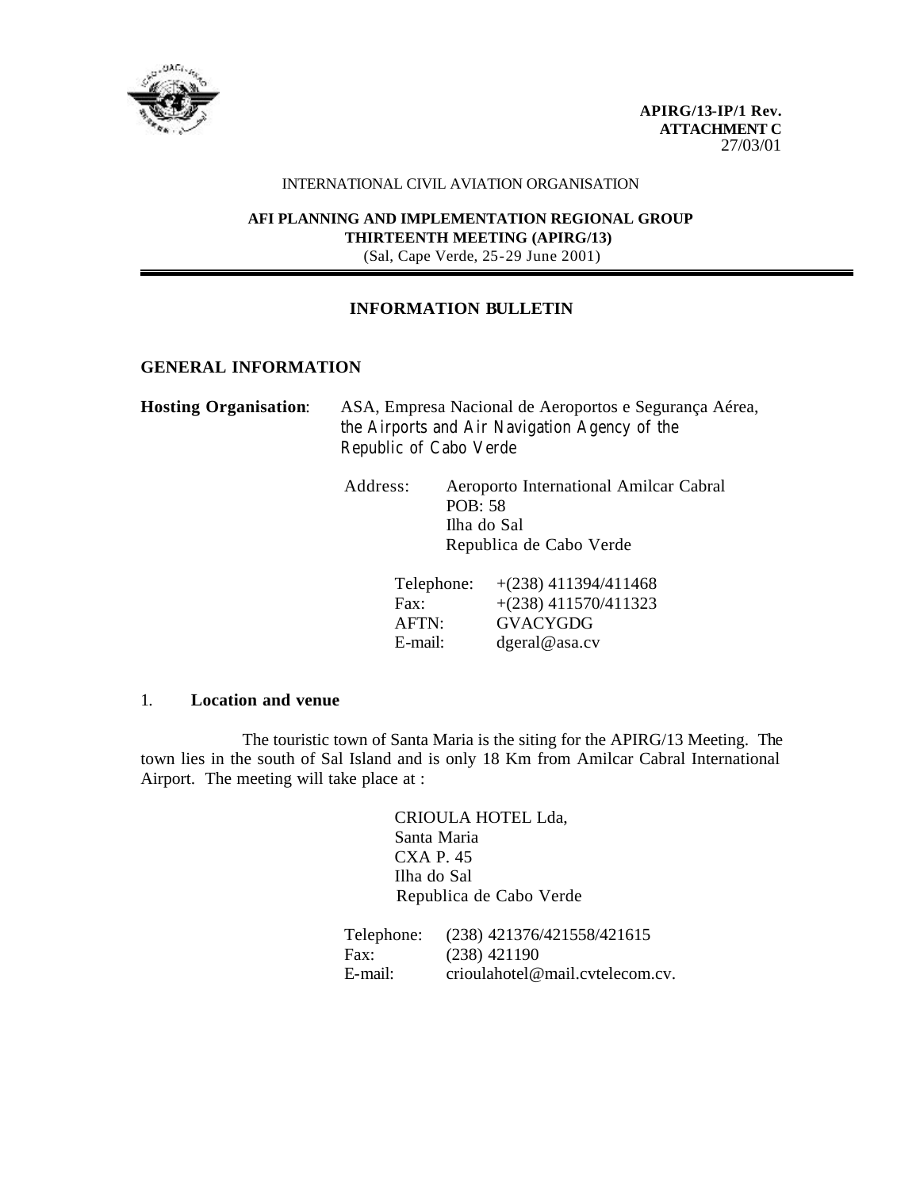**APIRG/13-IP/1 Rev.**
**ATTACHMENT C**
27/03/01

INTERNATIONAL CIVIL AVIATION ORGANISATION

**AFI PLANNING AND IMPLEMENTATION REGIONAL GROUP**
**THIRTEENTH MEETING (APIRG/13)**
(Sal, Cape Verde, 25-29 June 2001)

---

## INFORMATION BULLETIN

### GENERAL INFORMATION

**Hosting Organisation**: ASA, Empresa Nacional de Aeroportos e Segurança Aérea, the Airports and Air Navigation Agency of the Republic of Cabo Verde

Address:
Aeroporto International Amilcar Cabral
POB: 58
Ilha do Sal
Republica de Cabo Verde

| | |
|---|---|
| Telephone: | +(238) 411394/411468 |
| Fax: | +(238) 411570/411323 |
| AFTN: | GVACYGDG |
| E-mail: | dgeral@asa.cv |

### 1. Location and venue

The touristic town of Santa Maria is the siting for the APIRG/13 Meeting. The town lies in the south of Sal Island and is only 18 Km from Amilcar Cabral International Airport. The meeting will take place at :

CRIOULA HOTEL Lda,
Santa Maria
CXA P. 45
Ilha do Sal
Republica de Cabo Verde

| | |
|---|---|
| Telephone: | (238) 421376/421558/421615 |
| Fax: | (238) 421190 |
| E-mail: | crioulahotel@mail.cvtelecom.cv. |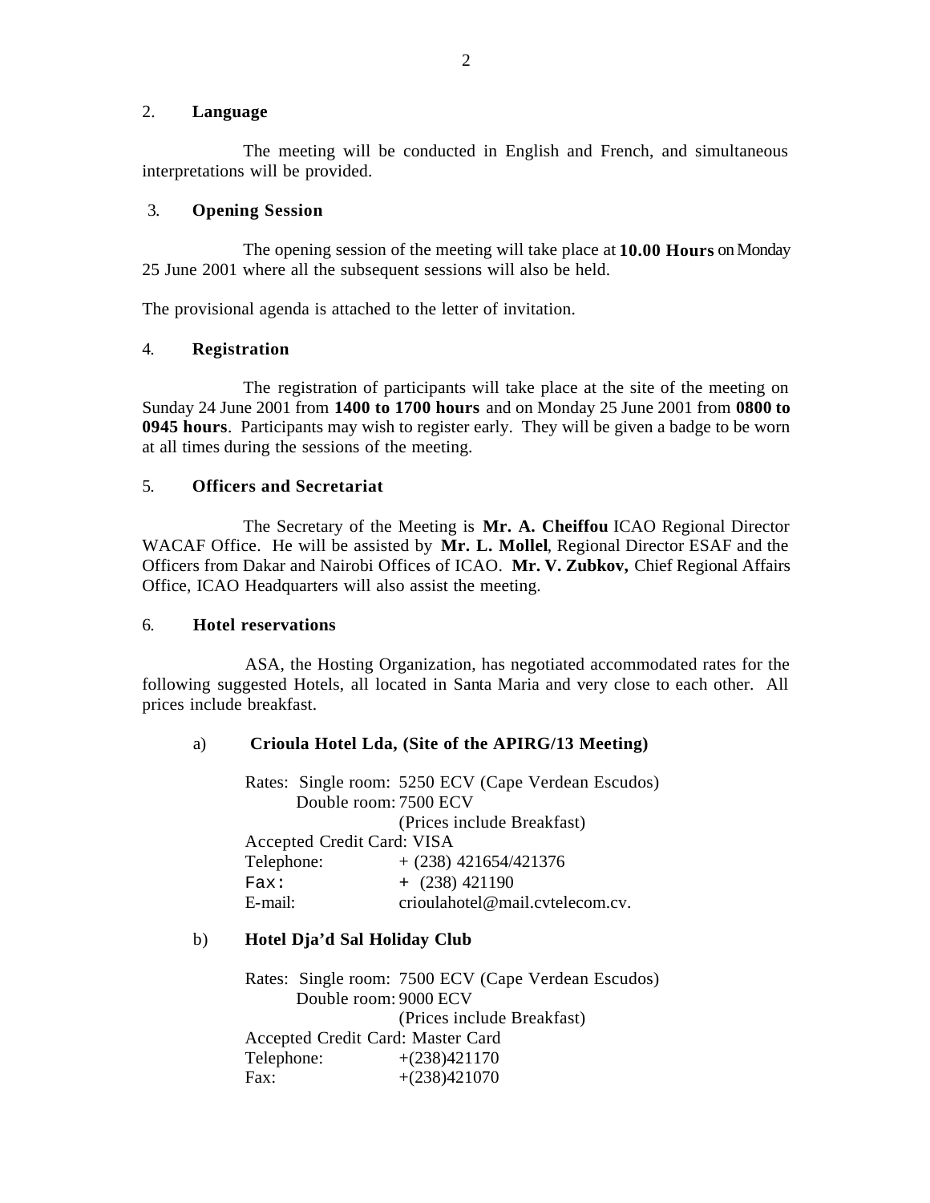## 2. Language

The meeting will be conducted in English and French, and simultaneous interpretations will be provided.

## 3. Opening Session

The opening session of the meeting will take place at **10.00 Hours** on Monday 25 June 2001 where all the subsequent sessions will also be held.

The provisional agenda is attached to the letter of invitation.

## 4. Registration

The registration of participants will take place at the site of the meeting on Sunday 24 June 2001 from **1400 to 1700 hours** and on Monday 25 June 2001 from **0800 to 0945 hours**. Participants may wish to register early. They will be given a badge to be worn at all times during the sessions of the meeting.

## 5. Officers and Secretariat

The Secretary of the Meeting is **Mr. A. Cheiffou** ICAO Regional Director WACAF Office. He will be assisted by **Mr. L. Mollel**, Regional Director ESAF and the Officers from Dakar and Nairobi Offices of ICAO. **Mr. V. Zubkov,** Chief Regional Affairs Office, ICAO Headquarters will also assist the meeting.

## 6. Hotel reservations

ASA, the Hosting Organization, has negotiated accommodated rates for the following suggested Hotels, all located in Santa Maria and very close to each other. All prices include breakfast.

a) **Crioula Hotel Lda, (Site of the APIRG/13 Meeting)**

Rates: Single room: 5250 ECV (Cape Verdean Escudos)
Double room: 7500 ECV
(Prices include Breakfast)
Accepted Credit Card: VISA
Telephone: + (238) 421654/421376
Fax: + (238) 421190
E-mail: crioulahotel@mail.cvtelecom.cv.

b) **Hotel Dja'd Sal Holiday Club**

Rates: Single room: 7500 ECV (Cape Verdean Escudos)
Double room: 9000 ECV
(Prices include Breakfast)
Accepted Credit Card: Master Card
Telephone: +(238)421170
Fax: +(238)421070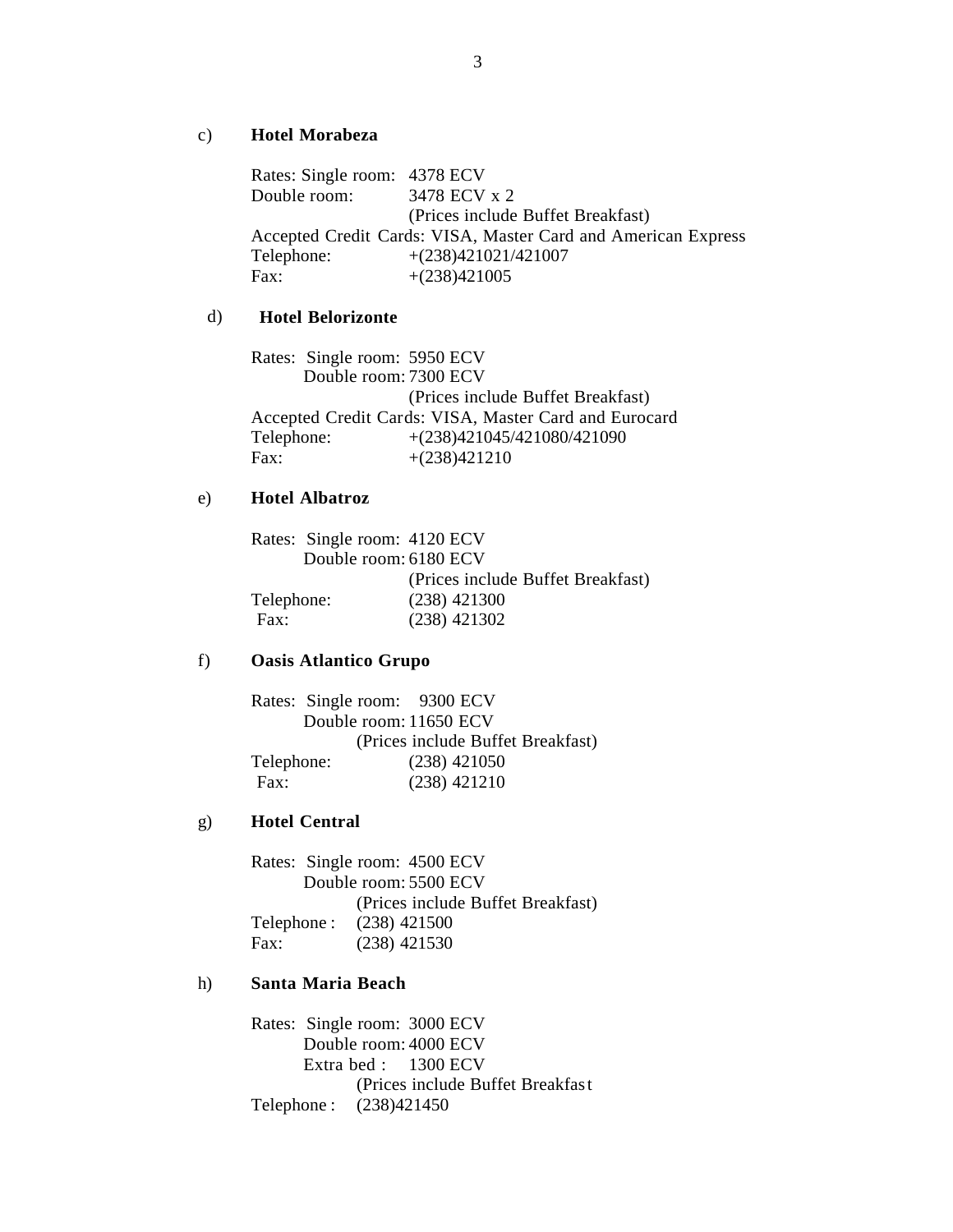c) **Hotel Morabeza**

Rates: Single room: 4378 ECV
Double room: 3478 ECV x 2
(Prices include Buffet Breakfast)
Accepted Credit Cards: VISA, Master Card and American Express
Telephone: +(238)421021/421007
Fax: +(238)421005

d) **Hotel Belorizonte**

Rates: Single room: 5950 ECV
Double room: 7300 ECV
(Prices include Buffet Breakfast)
Accepted Credit Cards: VISA, Master Card and Eurocard
Telephone: +(238)421045/421080/421090
Fax: +(238)421210

e) **Hotel Albatroz**

Rates: Single room: 4120 ECV
Double room: 6180 ECV
(Prices include Buffet Breakfast)
Telephone: (238) 421300
Fax: (238) 421302

f) **Oasis Atlantico Grupo**

Rates: Single room: 9300 ECV
Double room: 11650 ECV
(Prices include Buffet Breakfast)
Telephone: (238) 421050
Fax: (238) 421210

g) **Hotel Central**

Rates: Single room: 4500 ECV
Double room: 5500 ECV
(Prices include Buffet Breakfast)
Telephone : (238) 421500
Fax: (238) 421530

h) **Santa Maria Beach**

Rates: Single room: 3000 ECV
Double room: 4000 ECV
Extra bed : 1300 ECV
(Prices include Buffet Breakfast
Telephone : (238)421450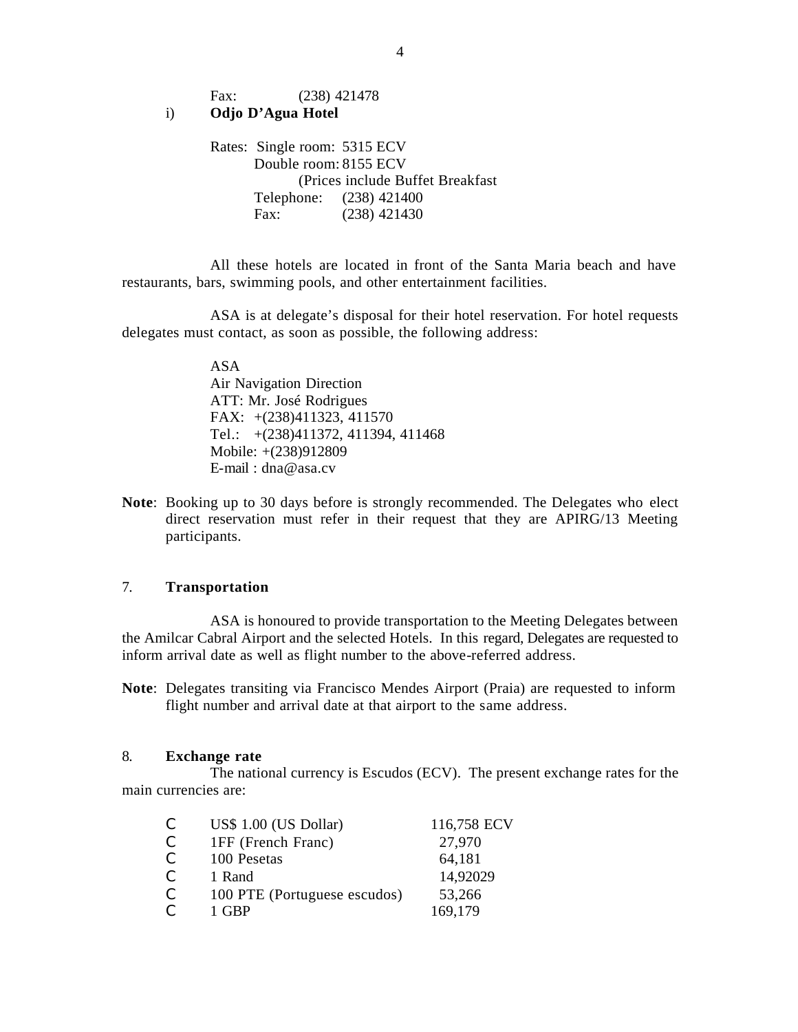Fax: (238) 421478

i) **Odjo D'Agua Hotel**

Rates: Single room: 5315 ECV
Double room: 8155 ECV
(Prices include Buffet Breakfast
Telephone: (238) 421400
Fax: (238) 421430

All these hotels are located in front of the Santa Maria beach and have restaurants, bars, swimming pools, and other entertainment facilities.

ASA is at delegate's disposal for their hotel reservation. For hotel requests delegates must contact, as soon as possible, the following address:

ASA
Air Navigation Direction
ATT: Mr. José Rodrigues
FAX: +(238)411323, 411570
Tel.: +(238)411372, 411394, 411468
Mobile: +(238)912809
E-mail : dna@asa.cv

**Note**: Booking up to 30 days before is strongly recommended. The Delegates who elect direct reservation must refer in their request that they are APIRG/13 Meeting participants.

## 7. Transportation

ASA is honoured to provide transportation to the Meeting Delegates between the Amilcar Cabral Airport and the selected Hotels. In this regard, Delegates are requested to inform arrival date as well as flight number to the above-referred address.

**Note**: Delegates transiting via Francisco Mendes Airport (Praia) are requested to inform flight number and arrival date at that airport to the same address.

## 8. Exchange rate

The national currency is Escudos (ECV). The present exchange rates for the main currencies are:

- US$ 1.00 (US Dollar) 116,758 ECV
- 1FF (French Franc) 27,970
- 100 Pesetas 64,181
- 1 Rand 14,92029
- 100 PTE (Portuguese escudos) 53,266
- 1 GBP 169,179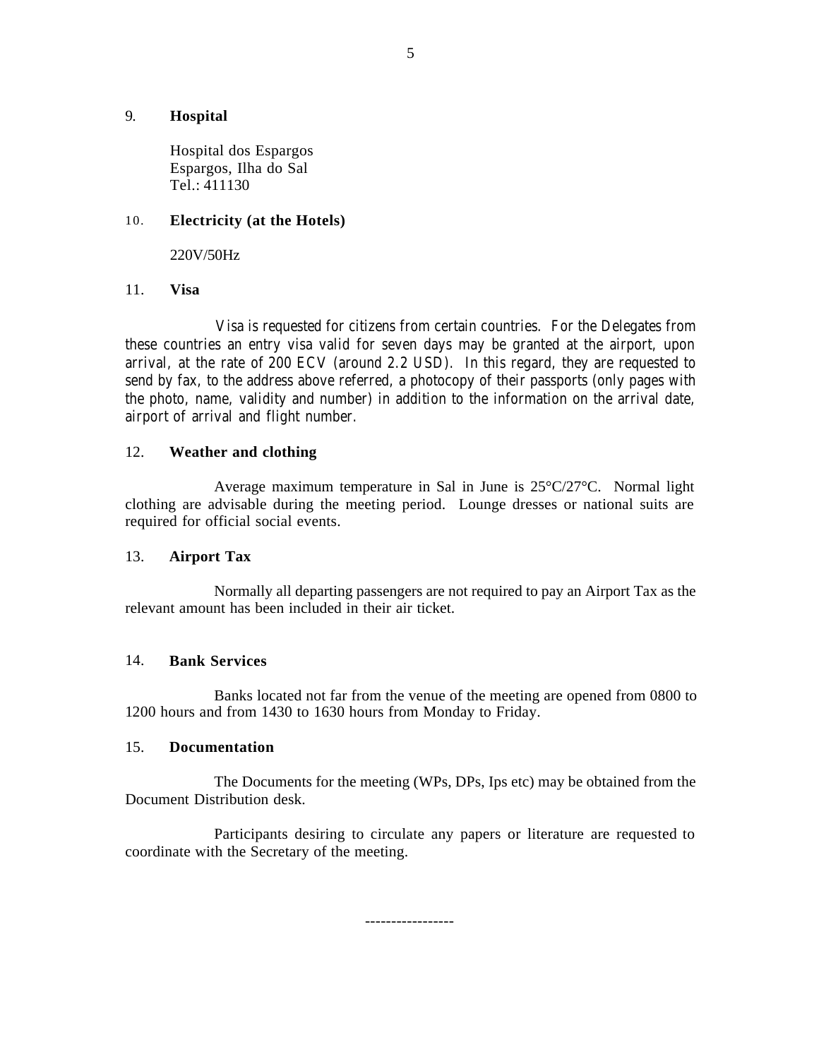## 9. Hospital

Hospital dos Espargos
Espargos, Ilha do Sal
Tel.: 411130

## 10. Electricity (at the Hotels)

220V/50Hz

## 11. Visa

Visa is requested for citizens from certain countries. For the Delegates from these countries an entry visa valid for seven days may be granted at the airport, upon arrival, at the rate of 200 ECV (around 2.2 USD). In this regard, they are requested to send by fax, to the address above referred, a photocopy of their passports (only pages with the photo, name, validity and number) in addition to the information on the arrival date, airport of arrival and flight number.

## 12. Weather and clothing

Average maximum temperature in Sal in June is 25°C/27°C. Normal light clothing are advisable during the meeting period. Lounge dresses or national suits are required for official social events.

## 13. Airport Tax

Normally all departing passengers are not required to pay an Airport Tax as the relevant amount has been included in their air ticket.

## 14. Bank Services

Banks located not far from the venue of the meeting are opened from 0800 to 1200 hours and from 1430 to 1630 hours from Monday to Friday.

## 15. Documentation

The Documents for the meeting (WPs, DPs, Ips etc) may be obtained from the Document Distribution desk.

Participants desiring to circulate any papers or literature are requested to coordinate with the Secretary of the meeting.

----------------